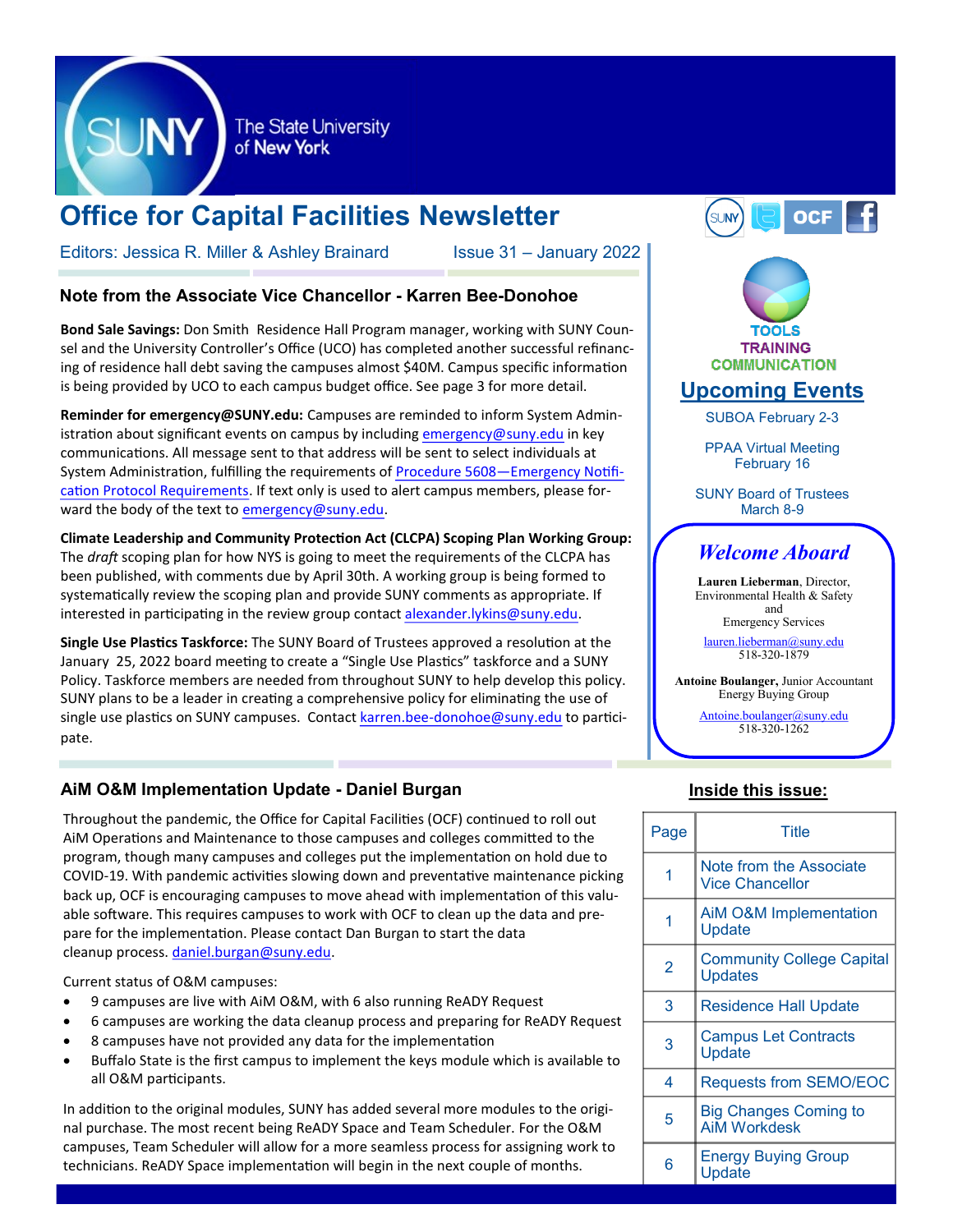The State University of New York

# Office for Capital Facilities Newsletter

Editors: Jessica R. Miller & Ashley Brainard

Issue 31 – January 2022

## Note from the Associate Vice Chancellor - Karren Bee-Donohoe

**Bond Sale Savings:** Don Smith Residence Hall Program manager, working with SUNY Counsel and the University Controller's Office (UCO) has completed another successful refinancing of residence hall debt saving the campuses almost $40M. Campus specific information is being provided by UCO to each campus budget office. See page 3 for more detail.

**Reminder for emergency@SUNY.edu:** Campuses are reminded to inform System Administration about significant events on campus by including emergency@suny.edu in key communications. All message sent to that address will be sent to select individuals at System Administration, fulfilling the requirements of Procedure 5608—Emergency Notification Protocol Requirements. If text only is used to alert campus members, please forward the body of the text to emergency@suny.edu.

**Climate Leadership and Community Protection Act (CLCPA) Scoping Plan Working Group:** The *draft* scoping plan for how NYS is going to meet the requirements of the CLCPA has been published, with comments due by April 30th. A working group is being formed to systematically review the scoping plan and provide SUNY comments as appropriate. If interested in participating in the review group contact alexander.lykins@suny.edu.

**Single Use Plastics Taskforce:** The SUNY Board of Trustees approved a resolution at the January 25, 2022 board meeting to create a "Single Use Plastics" taskforce and a SUNY Policy. Taskforce members are needed from throughout SUNY to help develop this policy. SUNY plans to be a leader in creating a comprehensive policy for eliminating the use of single use plastics on SUNY campuses. Contact karren.bee-donohoe@suny.edu to participate.

## AiM O&M Implementation Update - Daniel Burgan

Throughout the pandemic, the Office for Capital Facilities (OCF) continued to roll out AiM Operations and Maintenance to those campuses and colleges committed to the program, though many campuses and colleges put the implementation on hold due to COVID-19. With pandemic activities slowing down and preventative maintenance picking back up, OCF is encouraging campuses to move ahead with implementation of this valuable software. This requires campuses to work with OCF to clean up the data and prepare for the implementation. Please contact Dan Burgan to start the data cleanup process. daniel.burgan@suny.edu.

Current status of O&M campuses:

- 9 campuses are live with AiM O&M, with 6 also running ReADY Request
- 6 campuses are working the data cleanup process and preparing for ReADY Request
- 8 campuses have not provided any data for the implementation
- Buffalo State is the first campus to implement the keys module which is available to all O&M participants.

In addition to the original modules, SUNY has added several more modules to the original purchase. The most recent being ReADY Space and Team Scheduler. For the O&M campuses, Team Scheduler will allow for a more seamless process for assigning work to technicians. ReADY Space implementation will begin in the next couple of months.

TOOLS
TRAINING
COMMUNICATION

## Upcoming Events

SUBOA February 2-3

PPAA Virtual Meeting February 16

SUNY Board of Trustees March 8-9

### *Welcome Aboard*

**Lauren Lieberman**, Director, Environmental Health & Safety and Emergency Services
lauren.lieberman@suny.edu
518-320-1879

**Antoine Boulanger,** Junior Accountant Energy Buying Group
Antoine.boulanger@suny.edu
518-320-1262

### Inside this issue:

| Page | Title |
|---|---|
| 1 | Note from the Associate Vice Chancellor |
| 1 | AiM O&M Implementation Update |
| 2 | Community College Capital Updates |
| 3 | Residence Hall Update |
| 3 | Campus Let Contracts Update |
| 4 | Requests from SEMO/EOC |
| 5 | Big Changes Coming to AiM Workdesk |
| 6 | Energy Buying Group Update |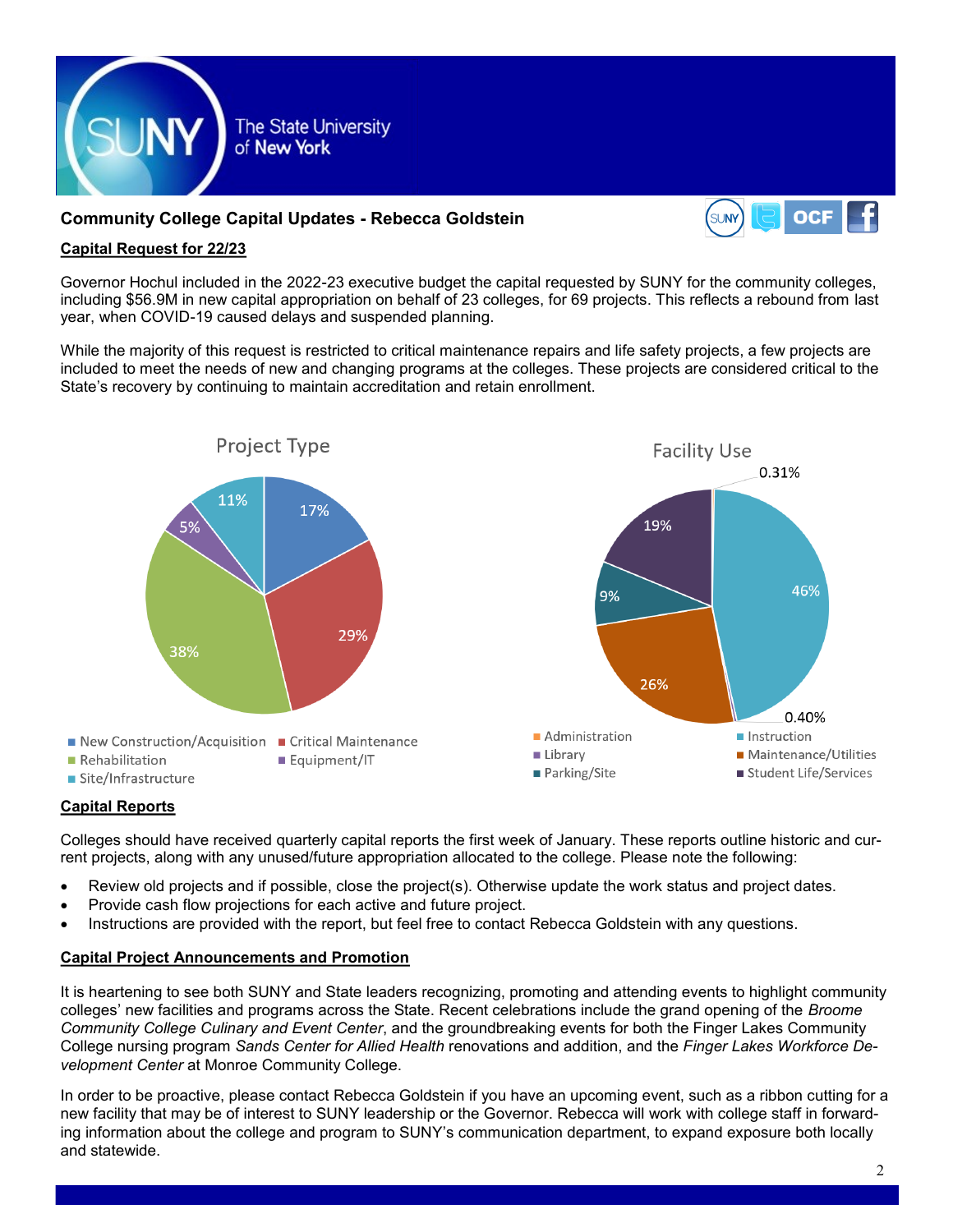## Community College Capital Updates - Rebecca Goldstein

### Capital Request for 22/23

Governor Hochul included in the 2022-23 executive budget the capital requested by SUNY for the community colleges, including $56.9M in new capital appropriation on behalf of 23 colleges, for 69 projects. This reflects a rebound from last year, when COVID-19 caused delays and suspended planning.

While the majority of this request is restricted to critical maintenance repairs and life safety projects, a few projects are included to meet the needs of new and changing programs at the colleges. These projects are considered critical to the State's recovery by continuing to maintain accreditation and retain enrollment.

**Project Type**

| Project Type | Share |
|---|---|
| New Construction/Acquisition | 17% |
| Critical Maintenance | 29% |
| Rehabilitation | 38% |
| Equipment/IT | 5% |
| Site/Infrastructure | 11% |

**Facility Use**

| Facility Use | Share |
|---|---|
| Administration | 0.31% |
| Instruction | 46% |
| Library | 0.40% |
| Maintenance/Utilities | 26% |
| Parking/Site | 9% |
| Student Life/Services | 19% |

### Capital Reports

Colleges should have received quarterly capital reports the first week of January. These reports outline historic and current projects, along with any unused/future appropriation allocated to the college. Please note the following:

- Review old projects and if possible, close the project(s). Otherwise update the work status and project dates.
- Provide cash flow projections for each active and future project.
- Instructions are provided with the report, but feel free to contact Rebecca Goldstein with any questions.

### Capital Project Announcements and Promotion

It is heartening to see both SUNY and State leaders recognizing, promoting and attending events to highlight community colleges' new facilities and programs across the State. Recent celebrations include the grand opening of the *Broome Community College Culinary and Event Center*, and the groundbreaking events for both the Finger Lakes Community College nursing program *Sands Center for Allied Health* renovations and addition, and the *Finger Lakes Workforce Development Center* at Monroe Community College.

In order to be proactive, please contact Rebecca Goldstein if you have an upcoming event, such as a ribbon cutting for a new facility that may be of interest to SUNY leadership or the Governor. Rebecca will work with college staff in forwarding information about the college and program to SUNY's communication department, to expand exposure both locally and statewide.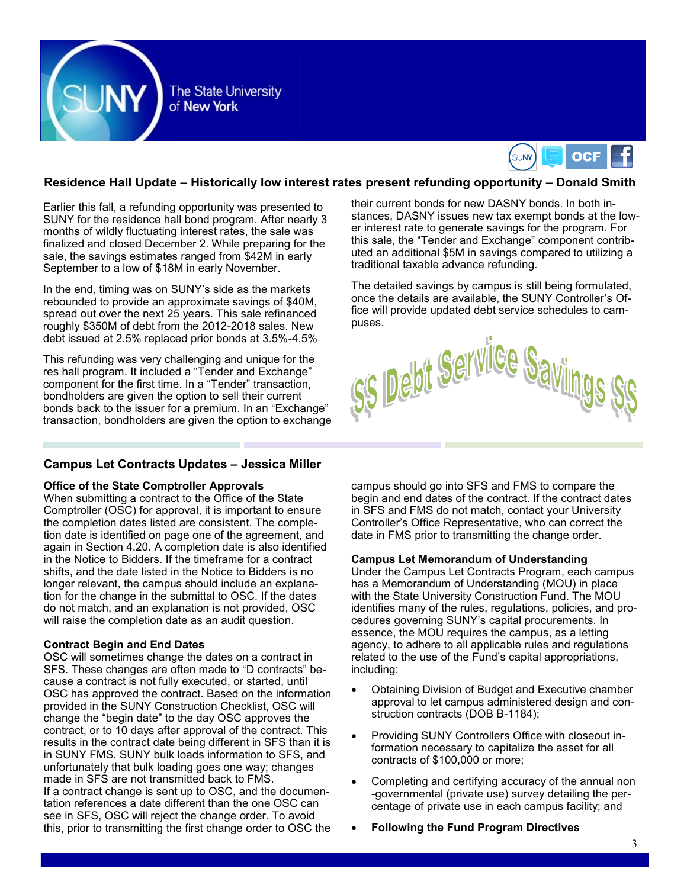## Residence Hall Update – Historically low interest rates present refunding opportunity – Donald Smith

Earlier this fall, a refunding opportunity was presented to SUNY for the residence hall bond program. After nearly 3 months of wildly fluctuating interest rates, the sale was finalized and closed December 2. While preparing for the sale, the savings estimates ranged from $42M in early September to a low of $18M in early November.

In the end, timing was on SUNY's side as the markets rebounded to provide an approximate savings of $40M, spread out over the next 25 years. This sale refinanced roughly $350M of debt from the 2012-2018 sales. New debt issued at 2.5% replaced prior bonds at 3.5%-4.5%

This refunding was very challenging and unique for the res hall program. It included a "Tender and Exchange" component for the first time. In a "Tender" transaction, bondholders are given the option to sell their current bonds back to the issuer for a premium. In an "Exchange" transaction, bondholders are given the option to exchange their current bonds for new DASNY bonds. In both instances, DASNY issues new tax exempt bonds at the lower interest rate to generate savings for the program. For this sale, the "Tender and Exchange" component contributed an additional $5M in savings compared to utilizing a traditional taxable advance refunding.

The detailed savings by campus is still being formulated, once the details are available, the SUNY Controller's Office will provide updated debt service schedules to campuses.

$$ Debt Service Savings $$

## Campus Let Contracts Updates – Jessica Miller

### Office of the State Comptroller Approvals

When submitting a contract to the Office of the State Comptroller (OSC) for approval, it is important to ensure the completion dates listed are consistent. The completion date is identified on page one of the agreement, and again in Section 4.20. A completion date is also identified in the Notice to Bidders. If the timeframe for a contract shifts, and the date listed in the Notice to Bidders is no longer relevant, the campus should include an explanation for the change in the submittal to OSC. If the dates do not match, and an explanation is not provided, OSC will raise the completion date as an audit question.

### Contract Begin and End Dates

OSC will sometimes change the dates on a contract in SFS. These changes are often made to "D contracts" because a contract is not fully executed, or started, until OSC has approved the contract. Based on the information provided in the SUNY Construction Checklist, OSC will change the "begin date" to the day OSC approves the contract, or to 10 days after approval of the contract. This results in the contract date being different in SFS than it is in SUNY FMS. SUNY bulk loads information to SFS, and unfortunately that bulk loading goes one way; changes made in SFS are not transmitted back to FMS.

If a contract change is sent up to OSC, and the documentation references a date different than the one OSC can see in SFS, OSC will reject the change order. To avoid this, prior to transmitting the first change order to OSC the campus should go into SFS and FMS to compare the begin and end dates of the contract. If the contract dates in SFS and FMS do not match, contact your University Controller's Office Representative, who can correct the date in FMS prior to transmitting the change order.

### Campus Let Memorandum of Understanding

Under the Campus Let Contracts Program, each campus has a Memorandum of Understanding (MOU) in place with the State University Construction Fund. The MOU identifies many of the rules, regulations, policies, and procedures governing SUNY's capital procurements. In essence, the MOU requires the campus, as a letting agency, to adhere to all applicable rules and regulations related to the use of the Fund's capital appropriations, including:

- Obtaining Division of Budget and Executive chamber approval to let campus administered design and construction contracts (DOB B-1184);
- Providing SUNY Controllers Office with closeout information necessary to capitalize the asset for all contracts of $100,000 or more;
- Completing and certifying accuracy of the annual non-governmental (private use) survey detailing the percentage of private use in each campus facility; and
- **Following the Fund Program Directives**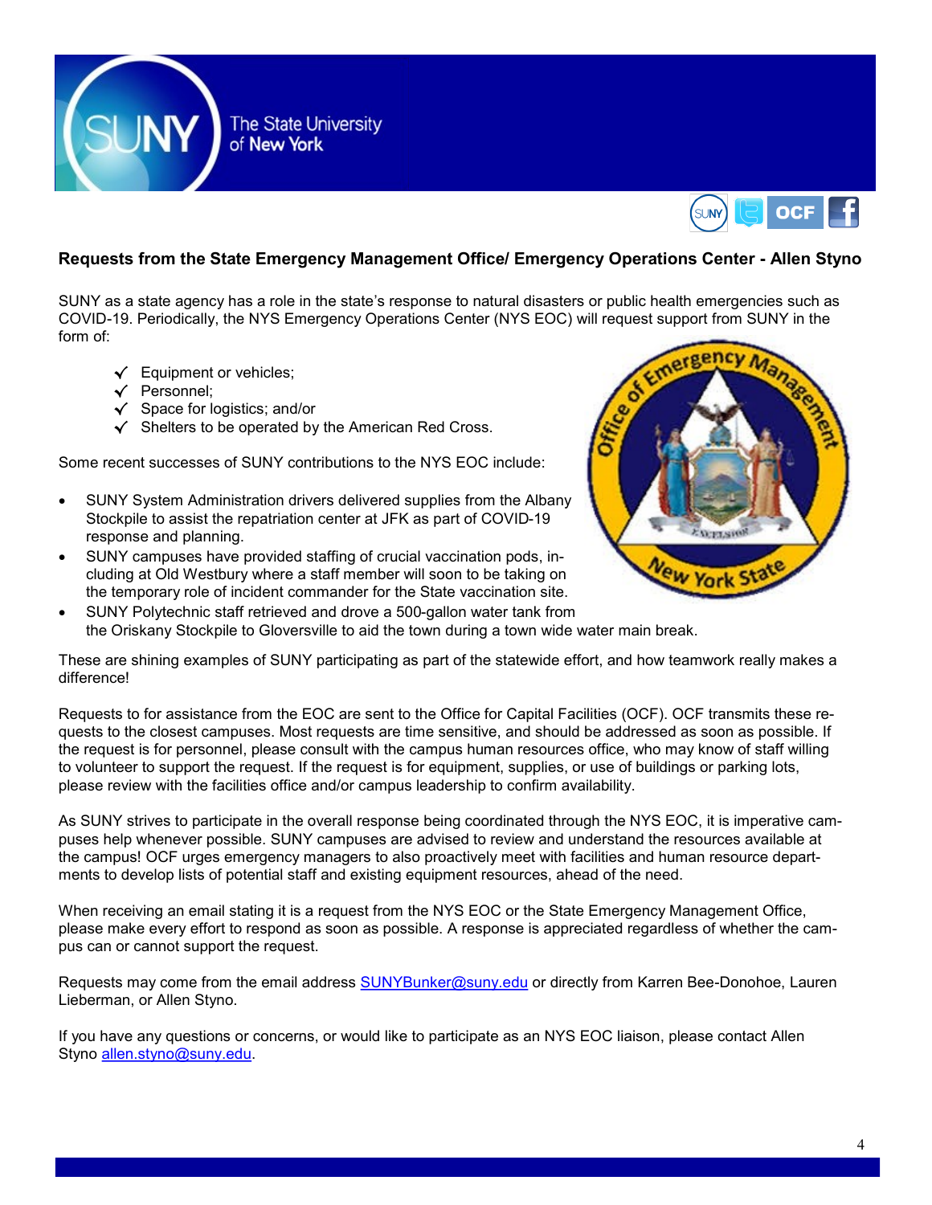## Requests from the State Emergency Management Office/ Emergency Operations Center - Allen Styno

SUNY as a state agency has a role in the state's response to natural disasters or public health emergencies such as COVID-19. Periodically, the NYS Emergency Operations Center (NYS EOC) will request support from SUNY in the form of:

- ✓ Equipment or vehicles;
- ✓ Personnel;
- ✓ Space for logistics; and/or
- ✓ Shelters to be operated by the American Red Cross.

Some recent successes of SUNY contributions to the NYS EOC include:

- SUNY System Administration drivers delivered supplies from the Albany Stockpile to assist the repatriation center at JFK as part of COVID-19 response and planning.
- SUNY campuses have provided staffing of crucial vaccination pods, including at Old Westbury where a staff member will soon to be taking on the temporary role of incident commander for the State vaccination site.
- SUNY Polytechnic staff retrieved and drove a 500-gallon water tank from the Oriskany Stockpile to Gloversville to aid the town during a town wide water main break.

These are shining examples of SUNY participating as part of the statewide effort, and how teamwork really makes a difference!

Requests to for assistance from the EOC are sent to the Office for Capital Facilities (OCF). OCF transmits these requests to the closest campuses. Most requests are time sensitive, and should be addressed as soon as possible. If the request is for personnel, please consult with the campus human resources office, who may know of staff willing to volunteer to support the request. If the request is for equipment, supplies, or use of buildings or parking lots, please review with the facilities office and/or campus leadership to confirm availability.

As SUNY strives to participate in the overall response being coordinated through the NYS EOC, it is imperative campuses help whenever possible. SUNY campuses are advised to review and understand the resources available at the campus! OCF urges emergency managers to also proactively meet with facilities and human resource departments to develop lists of potential staff and existing equipment resources, ahead of the need.

When receiving an email stating it is a request from the NYS EOC or the State Emergency Management Office, please make every effort to respond as soon as possible. A response is appreciated regardless of whether the campus can or cannot support the request.

Requests may come from the email address SUNYBunker@suny.edu or directly from Karren Bee-Donohoe, Lauren Lieberman, or Allen Styno.

If you have any questions or concerns, or would like to participate as an NYS EOC liaison, please contact Allen Styno allen.styno@suny.edu.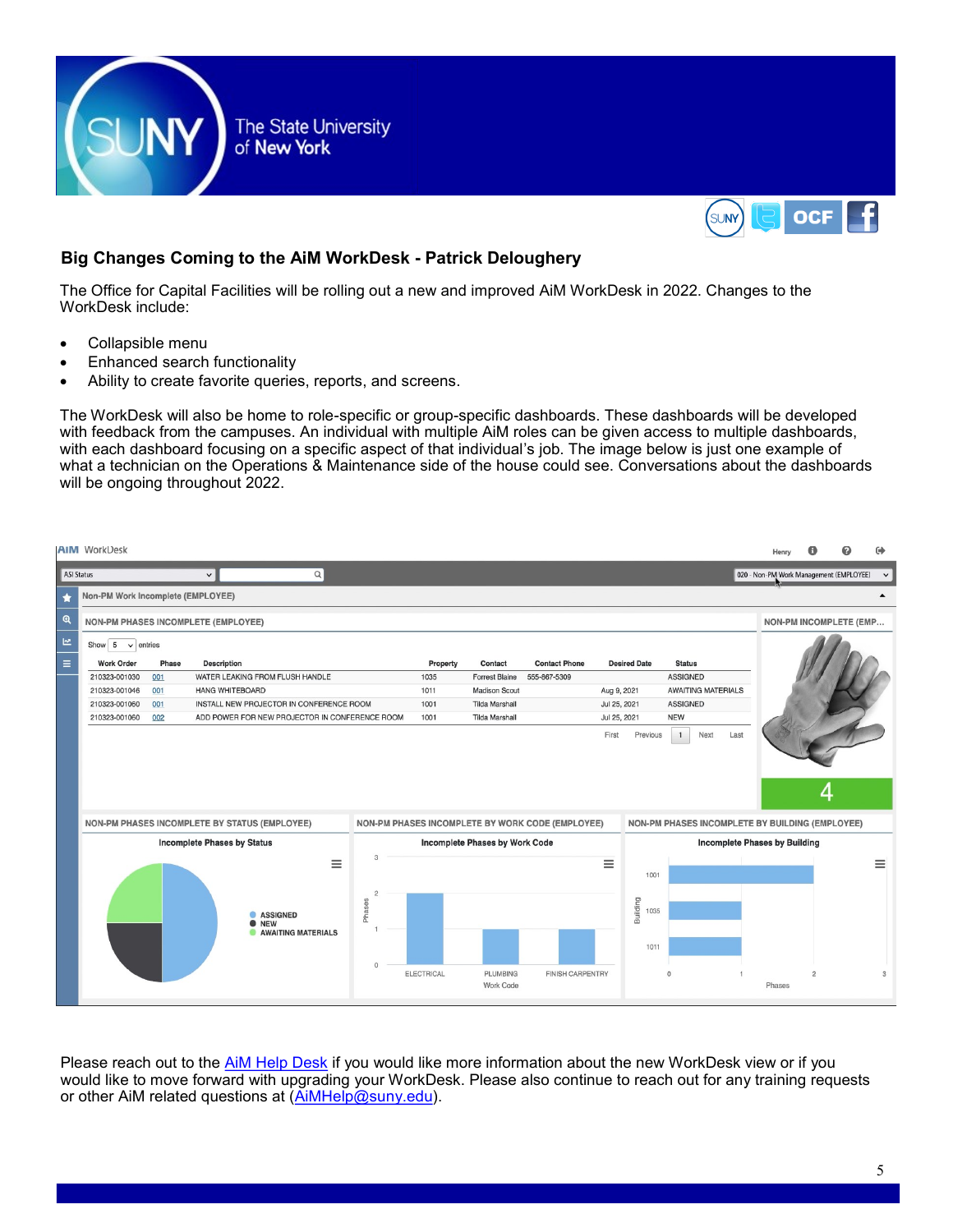## Big Changes Coming to the AiM WorkDesk - Patrick Deloughery

The Office for Capital Facilities will be rolling out a new and improved AiM WorkDesk in 2022. Changes to the WorkDesk include:

- Collapsible menu
- Enhanced search functionality
- Ability to create favorite queries, reports, and screens.

The WorkDesk will also be home to role-specific or group-specific dashboards. These dashboards will be developed with feedback from the campuses. An individual with multiple AiM roles can be given access to multiple dashboards, with each dashboard focusing on a specific aspect of that individual's job. The image below is just one example of what a technician on the Operations & Maintenance side of the house could see. Conversations about the dashboards will be ongoing throughout 2022.

Please reach out to the AiM Help Desk if you would like more information about the new WorkDesk view or if you would like to move forward with upgrading your WorkDesk. Please also continue to reach out for any training requests or other AiM related questions at (AiMHelp@suny.edu).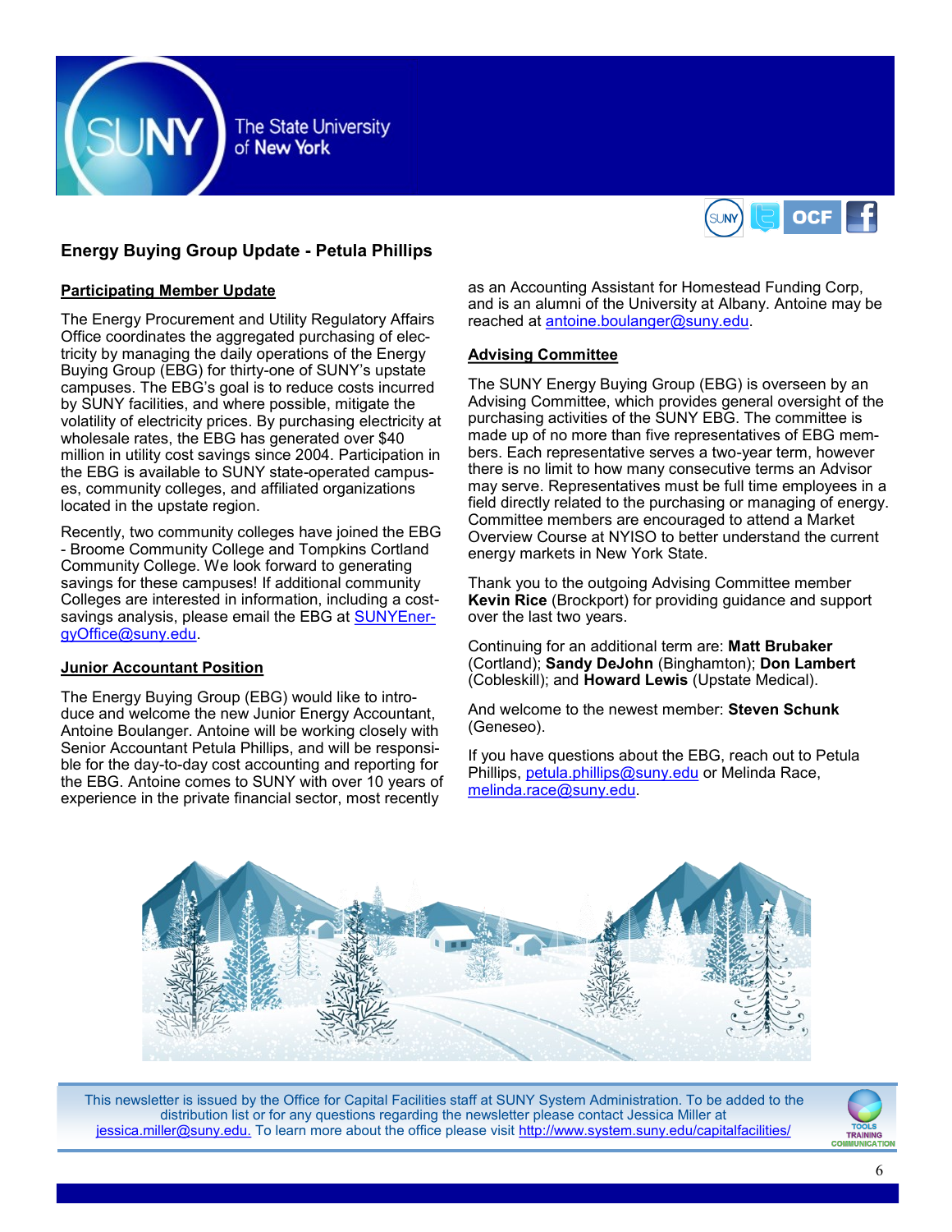## Energy Buying Group Update - Petula Phillips

### Participating Member Update

The Energy Procurement and Utility Regulatory Affairs Office coordinates the aggregated purchasing of electricity by managing the daily operations of the Energy Buying Group (EBG) for thirty-one of SUNY's upstate campuses. The EBG's goal is to reduce costs incurred by SUNY facilities, and where possible, mitigate the volatility of electricity prices. By purchasing electricity at wholesale rates, the EBG has generated over $40 million in utility cost savings since 2004. Participation in the EBG is available to SUNY state-operated campuses, community colleges, and affiliated organizations located in the upstate region.

Recently, two community colleges have joined the EBG - Broome Community College and Tompkins Cortland Community College. We look forward to generating savings for these campuses! If additional community Colleges are interested in information, including a cost-savings analysis, please email the EBG at SUNYEnergyOffice@suny.edu.

### Junior Accountant Position

The Energy Buying Group (EBG) would like to introduce and welcome the new Junior Energy Accountant, Antoine Boulanger. Antoine will be working closely with Senior Accountant Petula Phillips, and will be responsible for the day-to-day cost accounting and reporting for the EBG. Antoine comes to SUNY with over 10 years of experience in the private financial sector, most recently as an Accounting Assistant for Homestead Funding Corp, and is an alumni of the University at Albany. Antoine may be reached at antoine.boulanger@suny.edu.

### Advising Committee

The SUNY Energy Buying Group (EBG) is overseen by an Advising Committee, which provides general oversight of the purchasing activities of the SUNY EBG. The committee is made up of no more than five representatives of EBG members. Each representative serves a two-year term, however there is no limit to how many consecutive terms an Advisor may serve. Representatives must be full time employees in a field directly related to the purchasing or managing of energy. Committee members are encouraged to attend a Market Overview Course at NYISO to better understand the current energy markets in New York State.

Thank you to the outgoing Advising Committee member **Kevin Rice** (Brockport) for providing guidance and support over the last two years.

Continuing for an additional term are: **Matt Brubaker** (Cortland); **Sandy DeJohn** (Binghamton); **Don Lambert** (Cobleskill); and **Howard Lewis** (Upstate Medical).

And welcome to the newest member: **Steven Schunk** (Geneseo).

If you have questions about the EBG, reach out to Petula Phillips, petula.phillips@suny.edu or Melinda Race, melinda.race@suny.edu.

This newsletter is issued by the Office for Capital Facilities staff at SUNY System Administration. To be added to the distribution list or for any questions regarding the newsletter please contact Jessica Miller at jessica.miller@suny.edu. To learn more about the office please visit http://www.system.suny.edu/capitalfacilities/